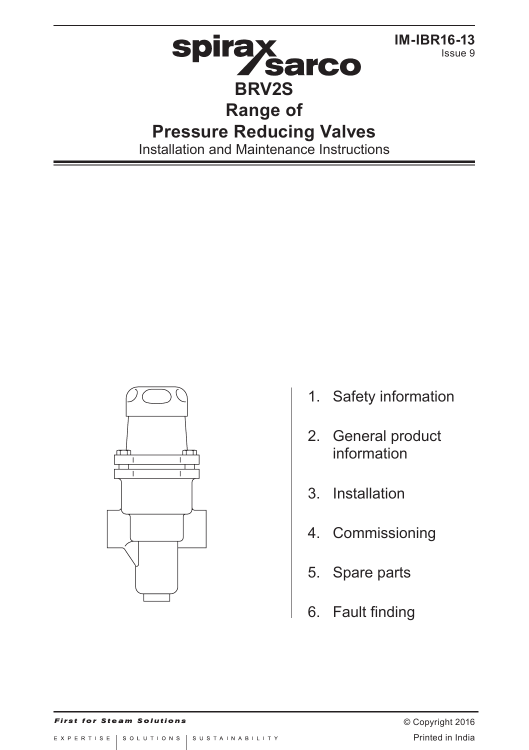spirax sarco

IM-IBR16-13
Issue 9

# BRV2S
# Range of
# Pressure Reducing Valves

Installation and Maintenance Instructions

1. Safety information
2. General product information
3. Installation
4. Commissioning
5. Spare parts
6. Fault finding

*First for Steam Solutions*

EXPERTISE | SOLUTIONS | SUSTAINABILITY

© Copyright 2016

Printed in India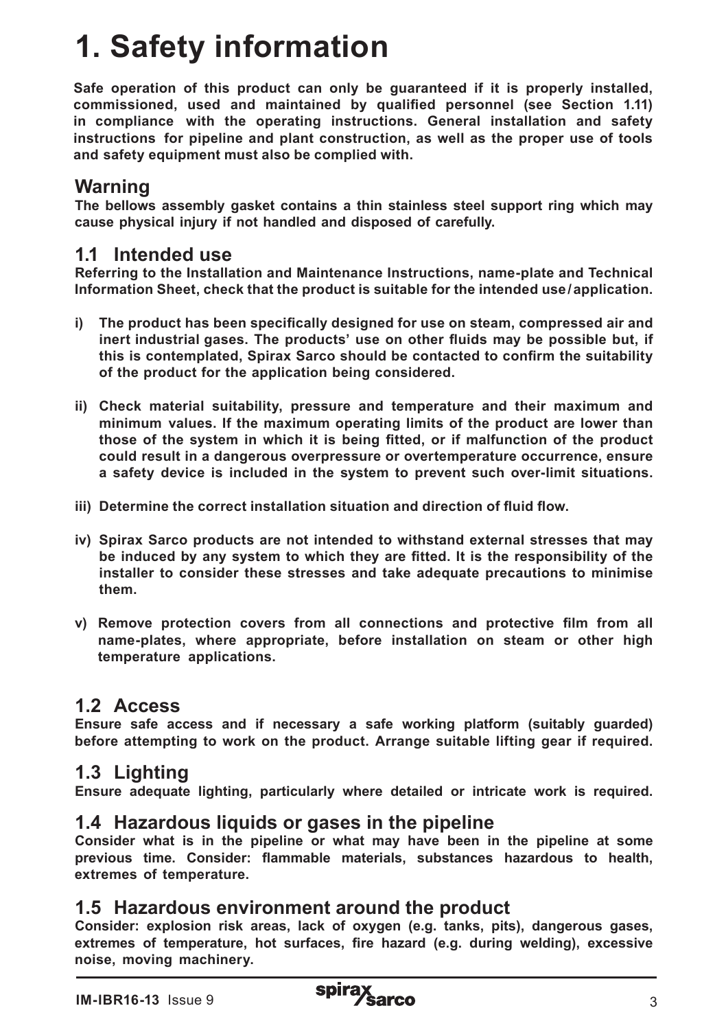# 1. Safety information

**Safe operation of this product can only be guaranteed if it is properly installed, commissioned, used and maintained by qualified personnel (see Section 1.11) in compliance with the operating instructions. General installation and safety instructions for pipeline and plant construction, as well as the proper use of tools and safety equipment must also be complied with.**

## Warning

**The bellows assembly gasket contains a thin stainless steel support ring which may cause physical injury if not handled and disposed of carefully.**

## 1.1 Intended use

**Referring to the Installation and Maintenance Instructions, name-plate and Technical Information Sheet, check that the product is suitable for the intended use / application.**

**i) The product has been specifically designed for use on steam, compressed air and inert industrial gases. The products' use on other fluids may be possible but, if this is contemplated, Spirax Sarco should be contacted to confirm the suitability of the product for the application being considered.**

**ii) Check material suitability, pressure and temperature and their maximum and minimum values. If the maximum operating limits of the product are lower than those of the system in which it is being fitted, or if malfunction of the product could result in a dangerous overpressure or overtemperature occurrence, ensure a safety device is included in the system to prevent such over-limit situations.**

**iii) Determine the correct installation situation and direction of fluid flow.**

**iv) Spirax Sarco products are not intended to withstand external stresses that may be induced by any system to which they are fitted. It is the responsibility of the installer to consider these stresses and take adequate precautions to minimise them.**

**v) Remove protection covers from all connections and protective film from all name-plates, where appropriate, before installation on steam or other high temperature applications.**

## 1.2 Access

**Ensure safe access and if necessary a safe working platform (suitably guarded) before attempting to work on the product. Arrange suitable lifting gear if required.**

## 1.3 Lighting

**Ensure adequate lighting, particularly where detailed or intricate work is required.**

## 1.4 Hazardous liquids or gases in the pipeline

**Consider what is in the pipeline or what may have been in the pipeline at some previous time. Consider: flammable materials, substances hazardous to health, extremes of temperature.**

## 1.5 Hazardous environment around the product

**Consider: explosion risk areas, lack of oxygen (e.g. tanks, pits), dangerous gases, extremes of temperature, hot surfaces, fire hazard (e.g. during welding), excessive noise, moving machinery.**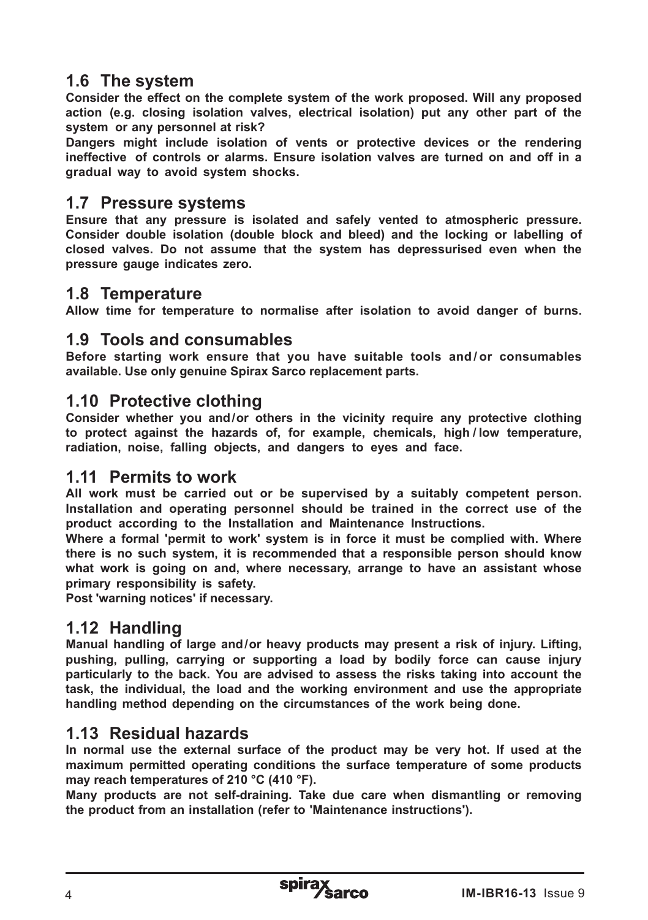## 1.6 The system

**Consider the effect on the complete system of the work proposed. Will any proposed action (e.g. closing isolation valves, electrical isolation) put any other part of the system or any personnel at risk?**

**Dangers might include isolation of vents or protective devices or the rendering ineffective of controls or alarms. Ensure isolation valves are turned on and off in a gradual way to avoid system shocks.**

## 1.7 Pressure systems

**Ensure that any pressure is isolated and safely vented to atmospheric pressure. Consider double isolation (double block and bleed) and the locking or labelling of closed valves. Do not assume that the system has depressurised even when the pressure gauge indicates zero.**

## 1.8 Temperature

**Allow time for temperature to normalise after isolation to avoid danger of burns.**

## 1.9 Tools and consumables

**Before starting work ensure that you have suitable tools and/or consumables available. Use only genuine Spirax Sarco replacement parts.**

## 1.10 Protective clothing

**Consider whether you and/or others in the vicinity require any protective clothing to protect against the hazards of, for example, chemicals, high/low temperature, radiation, noise, falling objects, and dangers to eyes and face.**

## 1.11 Permits to work

**All work must be carried out or be supervised by a suitably competent person. Installation and operating personnel should be trained in the correct use of the product according to the Installation and Maintenance Instructions.**

**Where a formal 'permit to work' system is in force it must be complied with. Where there is no such system, it is recommended that a responsible person should know what work is going on and, where necessary, arrange to have an assistant whose primary responsibility is safety.**

**Post 'warning notices' if necessary.**

## 1.12 Handling

**Manual handling of large and/or heavy products may present a risk of injury. Lifting, pushing, pulling, carrying or supporting a load by bodily force can cause injury particularly to the back. You are advised to assess the risks taking into account the task, the individual, the load and the working environment and use the appropriate handling method depending on the circumstances of the work being done.**

## 1.13 Residual hazards

**In normal use the external surface of the product may be very hot. If used at the maximum permitted operating conditions the surface temperature of some products may reach temperatures of 210 °C (410 °F).**

**Many products are not self-draining. Take due care when dismantling or removing the product from an installation (refer to 'Maintenance instructions').**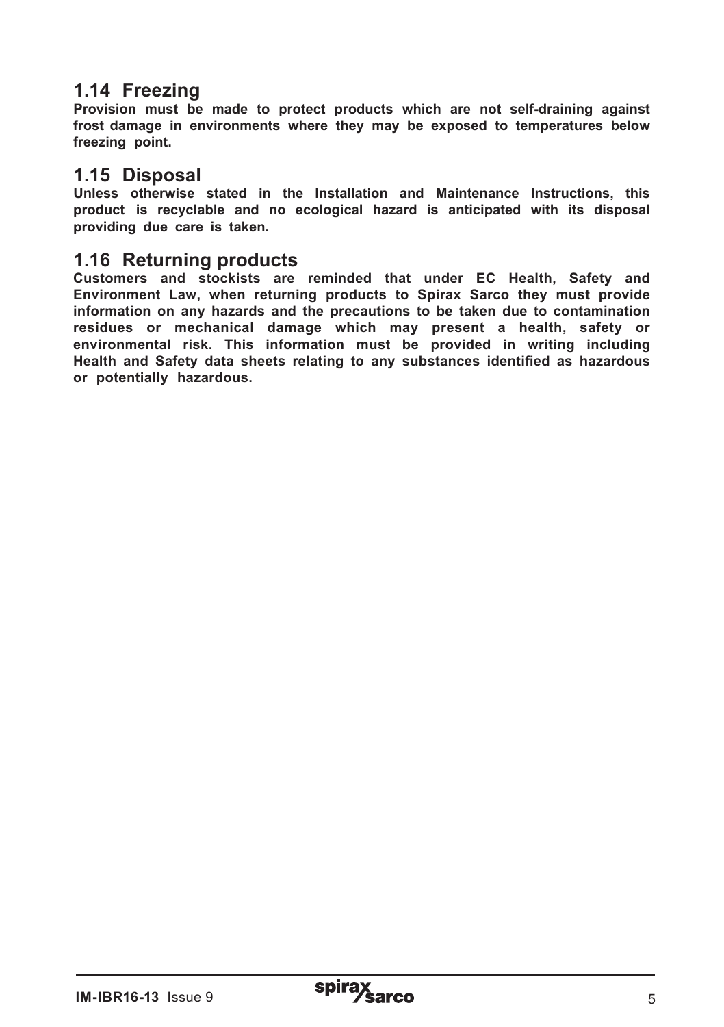## 1.14 Freezing

**Provision must be made to protect products which are not self-draining against frost damage in environments where they may be exposed to temperatures below freezing point.**

## 1.15 Disposal

**Unless otherwise stated in the Installation and Maintenance Instructions, this product is recyclable and no ecological hazard is anticipated with its disposal providing due care is taken.**

## 1.16 Returning products

**Customers and stockists are reminded that under EC Health, Safety and Environment Law, when returning products to Spirax Sarco they must provide information on any hazards and the precautions to be taken due to contamination residues or mechanical damage which may present a health, safety or environmental risk. This information must be provided in writing including Health and Safety data sheets relating to any substances identified as hazardous or potentially hazardous.**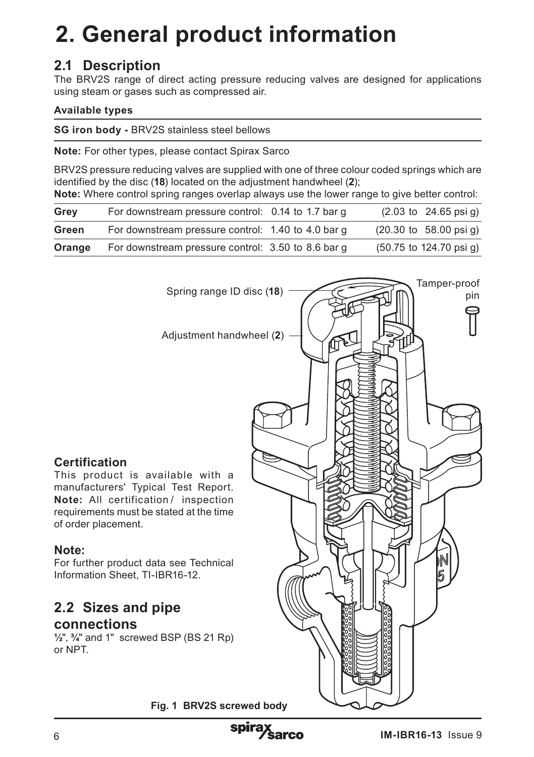# 2. General product information

## 2.1 Description

The BRV2S range of direct acting pressure reducing valves are designed for applications using steam or gases such as compressed air.

**Available types**

| | |
|---|---|
| **SG iron body -** BRV2S stainless steel bellows | |

**Note:** For other types, please contact Spirax Sarco

BRV2S pressure reducing valves are supplied with one of three colour coded springs which are identified by the disc (**18**) located on the adjustment handwheel (**2**);

**Note:** Where control spring ranges overlap always use the lower range to give better control:

| | | | |
|---|---|---|---|
| **Grey** | For downstream pressure control: | 0.14 to 1.7 bar g | (2.03 to 24.65 psi g) |
| **Green** | For downstream pressure control: | 1.40 to 4.0 bar g | (20.30 to 58.00 psi g) |
| **Orange** | For downstream pressure control: | 3.50 to 8.6 bar g | (50.75 to 124.70 psi g) |

Spring range ID disc (**18**)

Adjustment handwheel (**2**)

Tamper-proof pin

### Certification

This product is available with a manufacturers' Typical Test Report. **Note:** All certification / inspection requirements must be stated at the time of order placement.

### Note:

For further product data see Technical Information Sheet, TI-IBR16-12.

## 2.2 Sizes and pipe connections

½", ¾" and 1" screwed BSP (BS 21 Rp) or NPT.

**Fig. 1 BRV2S screwed body**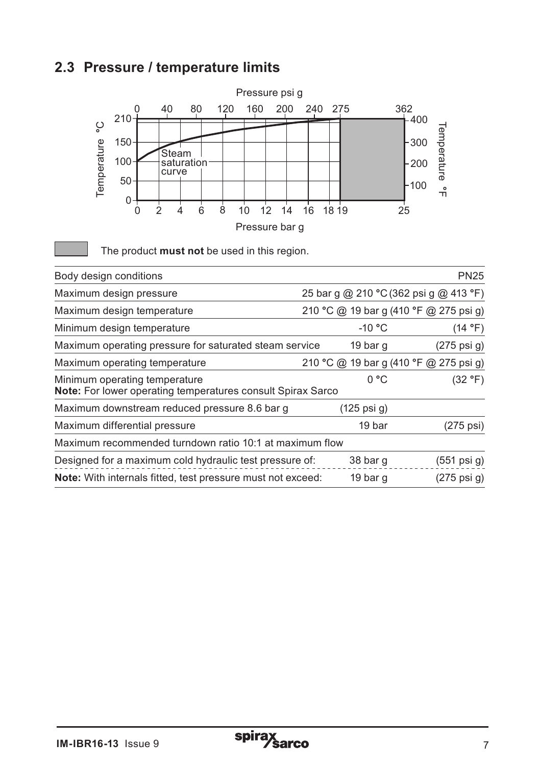## 2.3 Pressure / temperature limits

The product **must not** be used in this region.

| Body design conditions | | PN25 |
|---|---|---|
| Maximum design pressure | 25 bar g @ 210 °C (362 psi g @ 413 °F) | |
| Maximum design temperature | 210 °C @ 19 bar g (410 °F @ 275 psi g) | |
| Minimum design temperature | -10 °C | (14 °F) |
| Maximum operating pressure for saturated steam service | 19 bar g | (275 psi g) |
| Maximum operating temperature | 210 °C @ 19 bar g (410 °F @ 275 psi g) | |
| Minimum operating temperature<br>**Note:** For lower operating temperatures consult Spirax Sarco | 0 °C | (32 °F) |
| Maximum downstream reduced pressure 8.6 bar g | (125 psi g) | |
| Maximum differential pressure | 19 bar | (275 psi) |
| Maximum recommended turndown ratio 10:1 at maximum flow | | |
| Designed for a maximum cold hydraulic test pressure of: | 38 bar g | (551 psi g) |
| **Note:** With internals fitted, test pressure must not exceed: | 19 bar g | (275 psi g) |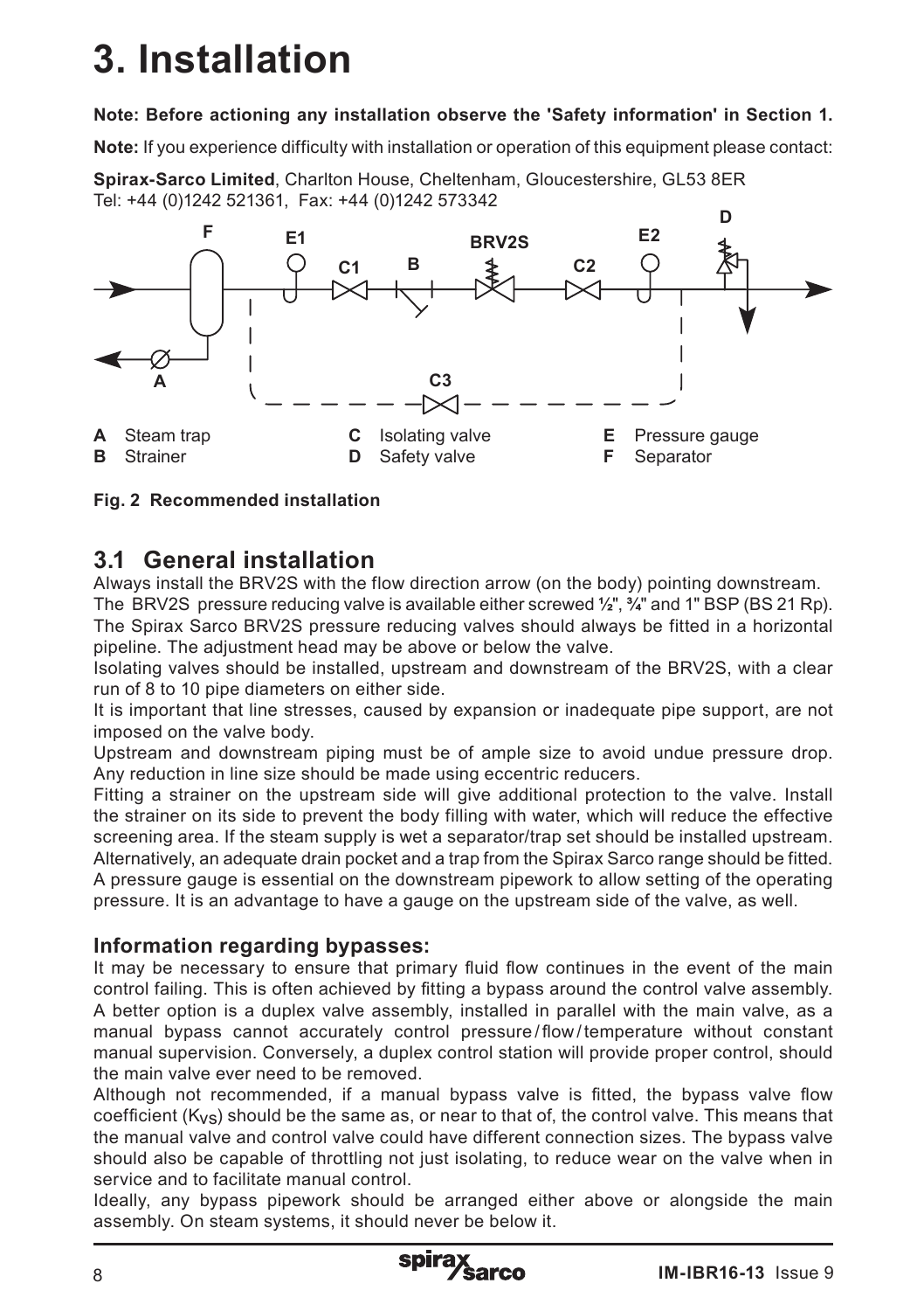# 3. Installation

**Note: Before actioning any installation observe the 'Safety information' in Section 1.**

**Note:** If you experience difficulty with installation or operation of this equipment please contact:

**Spirax-Sarco Limited**, Charlton House, Cheltenham, Gloucestershire, GL53 8ER
Tel: +44 (0)1242 521361, Fax: +44 (0)1242 573342

| | | | | | |
|---|---|---|---|---|---|
| **A** | Steam trap | **C** | Isolating valve | **E** | Pressure gauge |
| **B** | Strainer | **D** | Safety valve | **F** | Separator |

**Fig. 2 Recommended installation**

## 3.1 General installation

Always install the BRV2S with the flow direction arrow (on the body) pointing downstream.

The BRV2S pressure reducing valve is available either screwed ½", ¾" and 1" BSP (BS 21 Rp).

The Spirax Sarco BRV2S pressure reducing valves should always be fitted in a horizontal pipeline. The adjustment head may be above or below the valve.

Isolating valves should be installed, upstream and downstream of the BRV2S, with a clear run of 8 to 10 pipe diameters on either side.

It is important that line stresses, caused by expansion or inadequate pipe support, are not imposed on the valve body.

Upstream and downstream piping must be of ample size to avoid undue pressure drop. Any reduction in line size should be made using eccentric reducers.

Fitting a strainer on the upstream side will give additional protection to the valve. Install the strainer on its side to prevent the body filling with water, which will reduce the effective screening area. If the steam supply is wet a separator/trap set should be installed upstream. Alternatively, an adequate drain pocket and a trap from the Spirax Sarco range should be fitted.

A pressure gauge is essential on the downstream pipework to allow setting of the operating pressure. It is an advantage to have a gauge on the upstream side of the valve, as well.

### Information regarding bypasses:

It may be necessary to ensure that primary fluid flow continues in the event of the main control failing. This is often achieved by fitting a bypass around the control valve assembly. A better option is a duplex valve assembly, installed in parallel with the main valve, as a manual bypass cannot accurately control pressure/flow/temperature without constant manual supervision. Conversely, a duplex control station will provide proper control, should the main valve ever need to be removed.

Although not recommended, if a manual bypass valve is fitted, the bypass valve flow coefficient ($K_{VS}$) should be the same as, or near to that of, the control valve. This means that the manual valve and control valve could have different connection sizes. The bypass valve should also be capable of throttling not just isolating, to reduce wear on the valve when in service and to facilitate manual control.

Ideally, any bypass pipework should be arranged either above or alongside the main assembly. On steam systems, it should never be below it.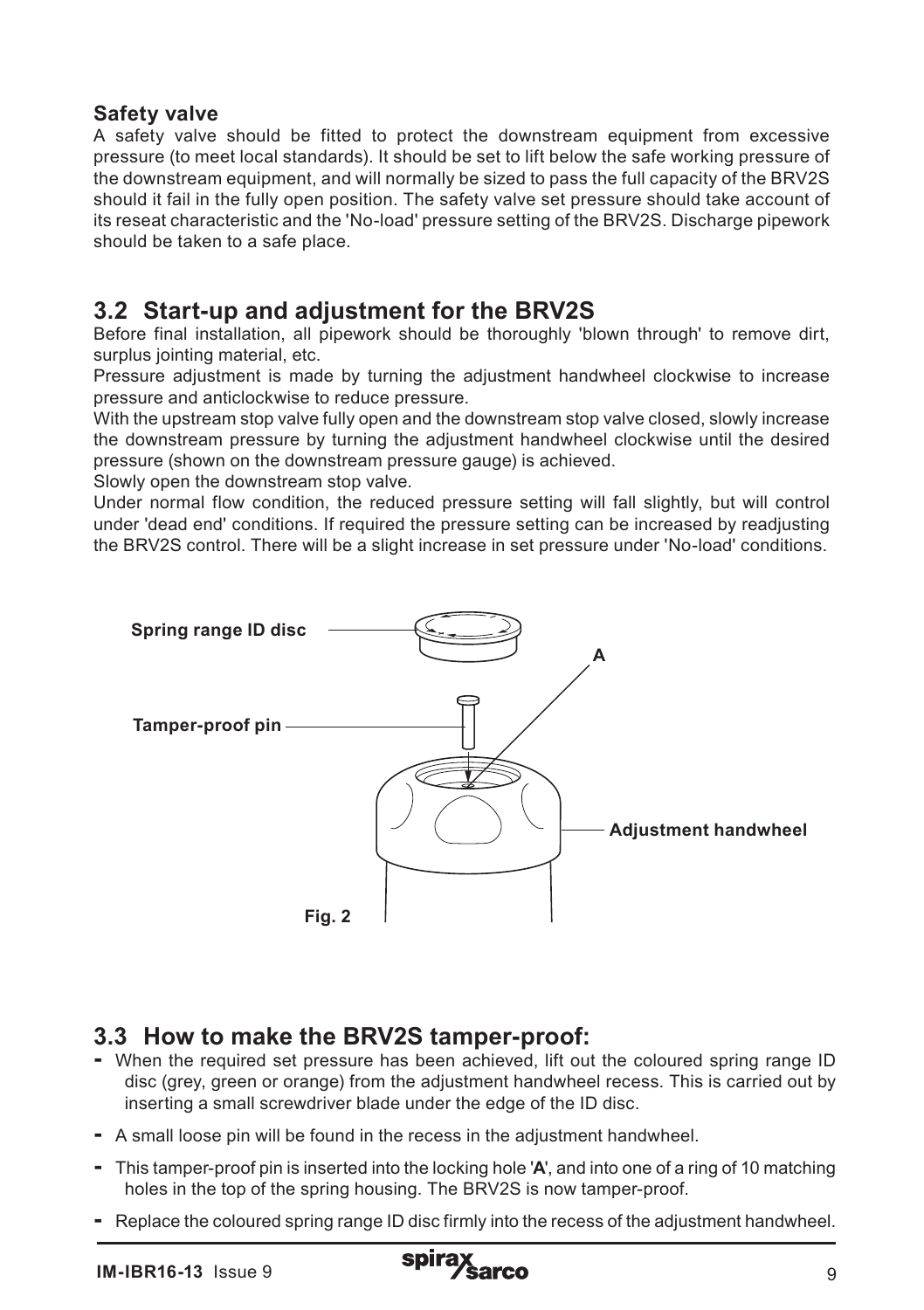**Safety valve**

A safety valve should be fitted to protect the downstream equipment from excessive pressure (to meet local standards). It should be set to lift below the safe working pressure of the downstream equipment, and will normally be sized to pass the full capacity of the BRV2S should it fail in the fully open position. The safety valve set pressure should take account of its reseat characteristic and the 'No-load' pressure setting of the BRV2S. Discharge pipework should be taken to a safe place.

## 3.2 Start-up and adjustment for the BRV2S

Before final installation, all pipework should be thoroughly 'blown through' to remove dirt, surplus jointing material, etc.

Pressure adjustment is made by turning the adjustment handwheel clockwise to increase pressure and anticlockwise to reduce pressure.

With the upstream stop valve fully open and the downstream stop valve closed, slowly increase the downstream pressure by turning the adjustment handwheel clockwise until the desired pressure (shown on the downstream pressure gauge) is achieved.

Slowly open the downstream stop valve.

Under normal flow condition, the reduced pressure setting will fall slightly, but will control under 'dead end' conditions. If required the pressure setting can be increased by readjusting the BRV2S control. There will be a slight increase in set pressure under 'No-load' conditions.

Spring range ID disc

Tamper-proof pin

A

Adjustment handwheel

Fig. 2

## 3.3 How to make the BRV2S tamper-proof:

- When the required set pressure has been achieved, lift out the coloured spring range ID disc (grey, green or orange) from the adjustment handwheel recess. This is carried out by inserting a small screwdriver blade under the edge of the ID disc.
- A small loose pin will be found in the recess in the adjustment handwheel.
- This tamper-proof pin is inserted into the locking hole '**A**', and into one of a ring of 10 matching holes in the top of the spring housing. The BRV2S is now tamper-proof.
- Replace the coloured spring range ID disc firmly into the recess of the adjustment handwheel.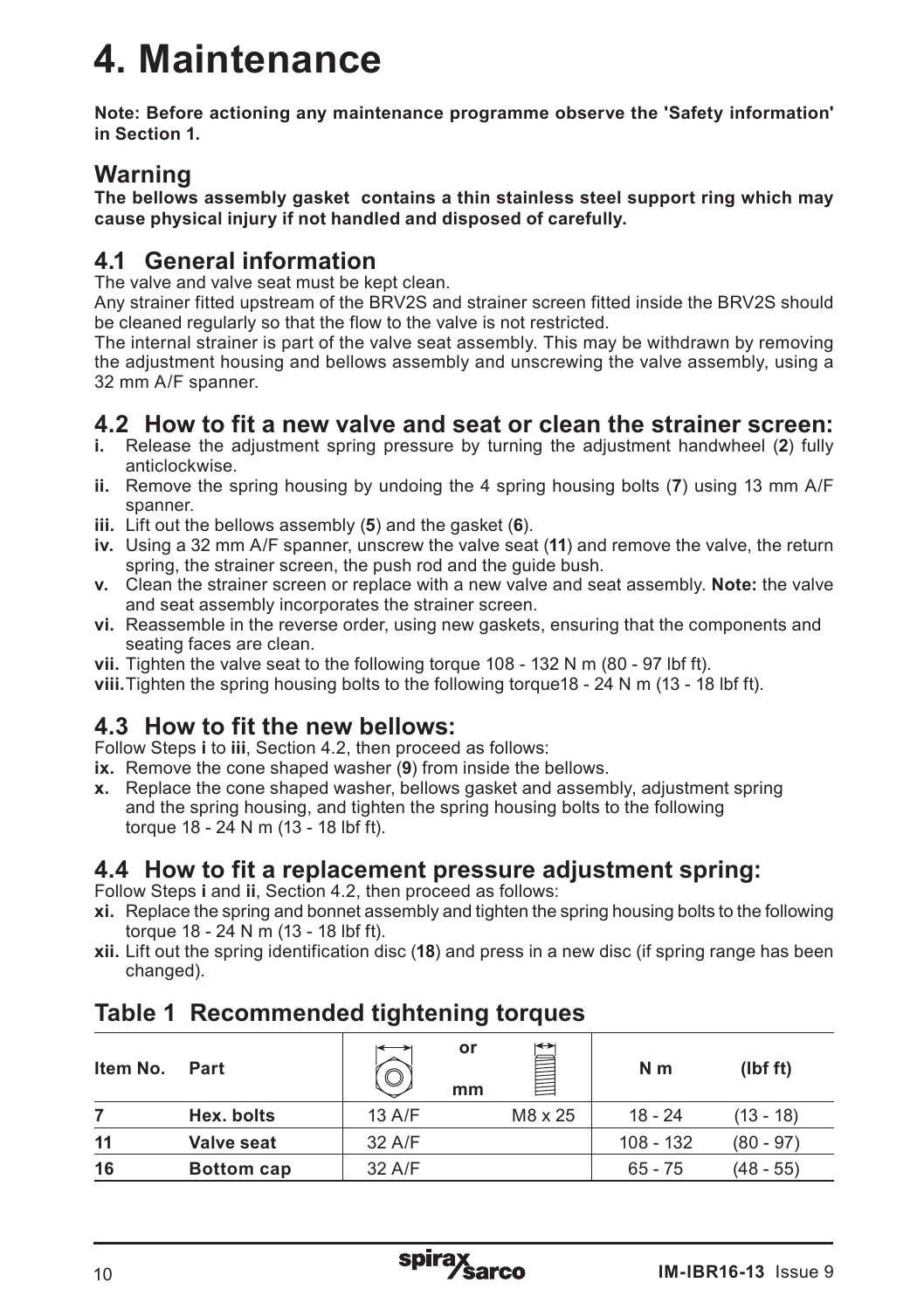# 4. Maintenance

**Note: Before actioning any maintenance programme observe the 'Safety information' in Section 1.**

## Warning

**The bellows assembly gasket contains a thin stainless steel support ring which may cause physical injury if not handled and disposed of carefully.**

## 4.1 General information

The valve and valve seat must be kept clean.

Any strainer fitted upstream of the BRV2S and strainer screen fitted inside the BRV2S should be cleaned regularly so that the flow to the valve is not restricted.

The internal strainer is part of the valve seat assembly. This may be withdrawn by removing the adjustment housing and bellows assembly and unscrewing the valve assembly, using a 32 mm A/F spanner.

## 4.2 How to fit a new valve and seat or clean the strainer screen:

**i.** Release the adjustment spring pressure by turning the adjustment handwheel (**2**) fully anticlockwise.

**ii.** Remove the spring housing by undoing the 4 spring housing bolts (**7**) using 13 mm A/F spanner.

**iii.** Lift out the bellows assembly (**5**) and the gasket (**6**).

**iv.** Using a 32 mm A/F spanner, unscrew the valve seat (**11**) and remove the valve, the return spring, the strainer screen, the push rod and the guide bush.

**v.** Clean the strainer screen or replace with a new valve and seat assembly. **Note:** the valve and seat assembly incorporates the strainer screen.

**vi.** Reassemble in the reverse order, using new gaskets, ensuring that the components and seating faces are clean.

**vii.** Tighten the valve seat to the following torque 108 - 132 N m (80 - 97 lbf ft).

**viii.** Tighten the spring housing bolts to the following torque18 - 24 N m (13 - 18 lbf ft).

## 4.3 How to fit the new bellows:

Follow Steps **i** to **iii**, Section 4.2, then proceed as follows:

**ix.** Remove the cone shaped washer (**9**) from inside the bellows.

**x.** Replace the cone shaped washer, bellows gasket and assembly, adjustment spring and the spring housing, and tighten the spring housing bolts to the following torque 18 - 24 N m (13 - 18 lbf ft).

## 4.4 How to fit a replacement pressure adjustment spring:

Follow Steps **i** and **ii**, Section 4.2, then proceed as follows:

**xi.** Replace the spring and bonnet assembly and tighten the spring housing bolts to the following torque 18 - 24 N m (13 - 18 lbf ft).

**xii.** Lift out the spring identification disc (**18**) and press in a new disc (if spring range has been changed).

## Table 1 Recommended tightening torques

| Item No. | Part | (A/F) or mm | (thread) | N m | (lbf ft) |
|---|---|---|---|---|---|
| **7** | **Hex. bolts** | 13 A/F | M8 x 25 | 18 - 24 | (13 - 18) |
| **11** | **Valve seat** | 32 A/F | | 108 - 132 | (80 - 97) |
| **16** | **Bottom cap** | 32 A/F | | 65 - 75 | (48 - 55) |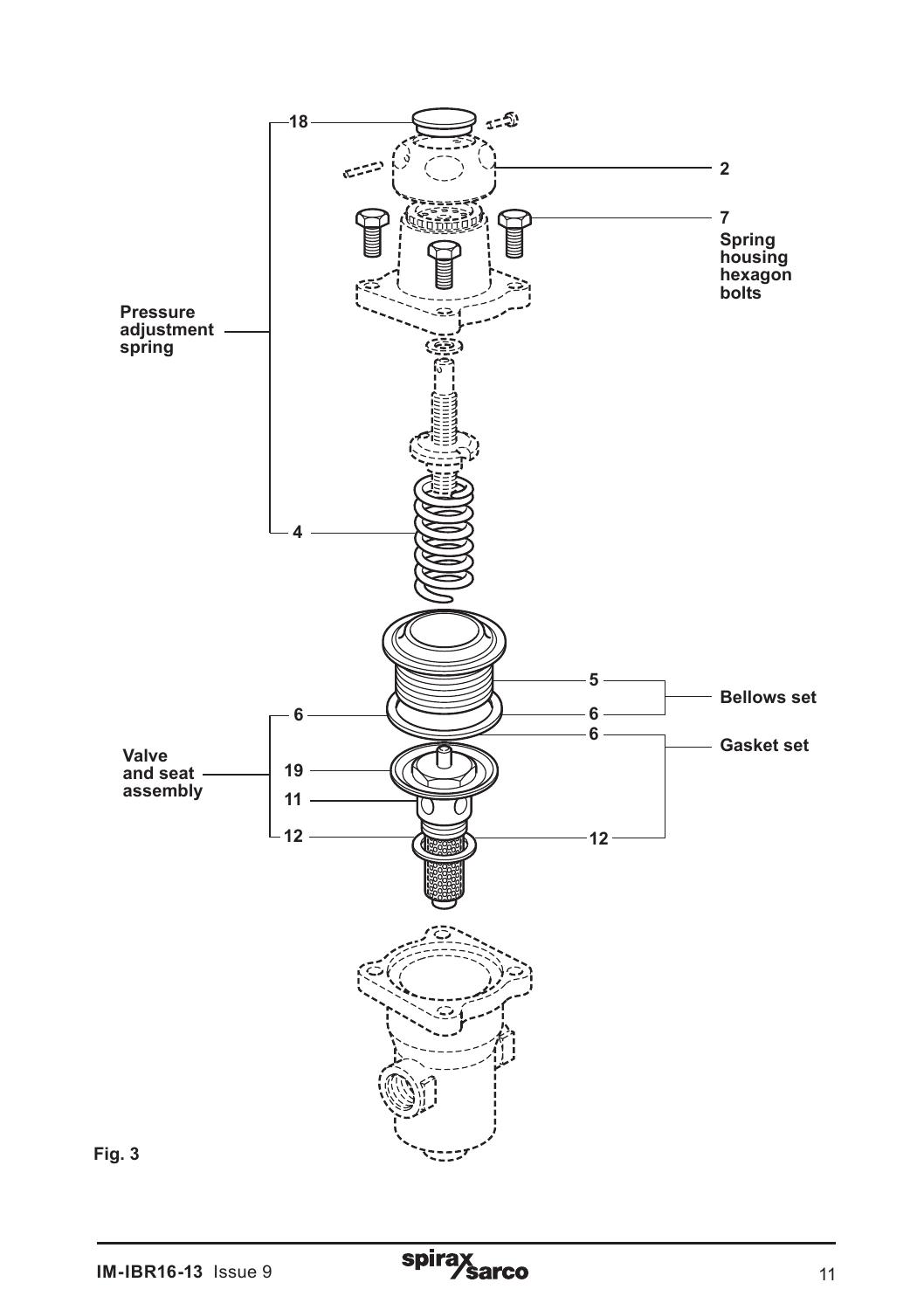18

2

7
Spring housing hexagon bolts

Pressure adjustment spring

4

5

6

6

Bellows set

6

Gasket set

Valve and seat assembly

19

11

12

12

Fig. 3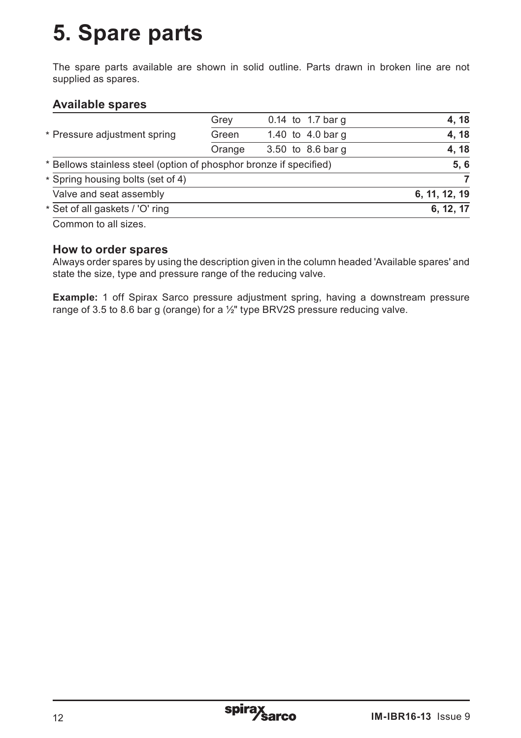# 5. Spare parts

The spare parts available are shown in solid outline. Parts drawn in broken line are not supplied as spares.

### Available spares

| | | | |
|---|---|---|---|
| * Pressure adjustment spring | Grey | 0.14 to 1.7 bar g | **4, 18** |
| | Green | 1.40 to 4.0 bar g | **4, 18** |
| | Orange | 3.50 to 8.6 bar g | **4, 18** |
| * Bellows stainless steel (option of phosphor bronze if specified) | | | **5, 6** |
| * Spring housing bolts (set of 4) | | | **7** |
| Valve and seat assembly | | | **6, 11, 12, 19** |
| * Set of all gaskets / 'O' ring | | | **6, 12, 17** |

Common to all sizes.

### How to order spares

Always order spares by using the description given in the column headed 'Available spares' and state the size, type and pressure range of the reducing valve.

**Example:** 1 off Spirax Sarco pressure adjustment spring, having a downstream pressure range of 3.5 to 8.6 bar g (orange) for a ½" type BRV2S pressure reducing valve.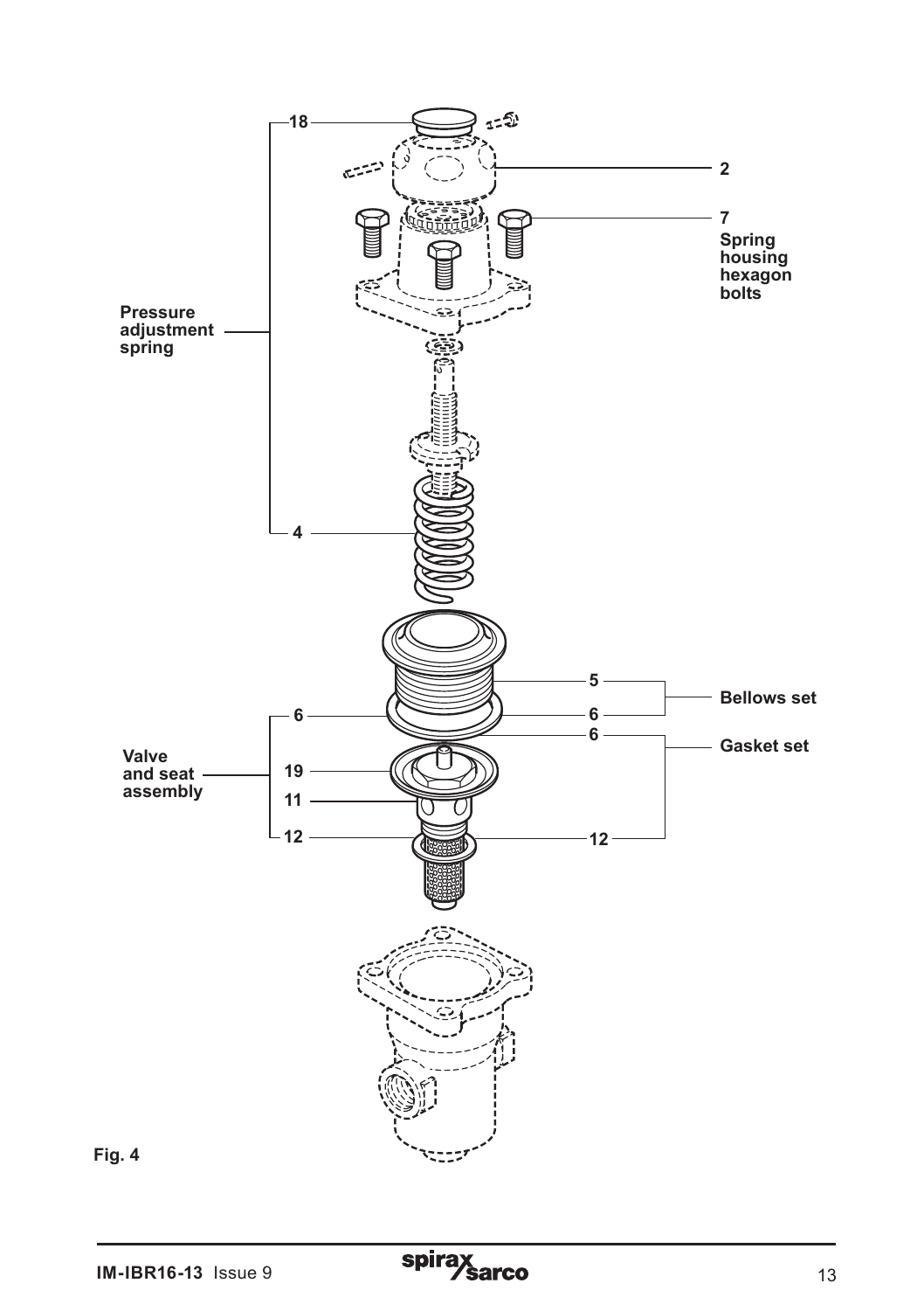Fig. 4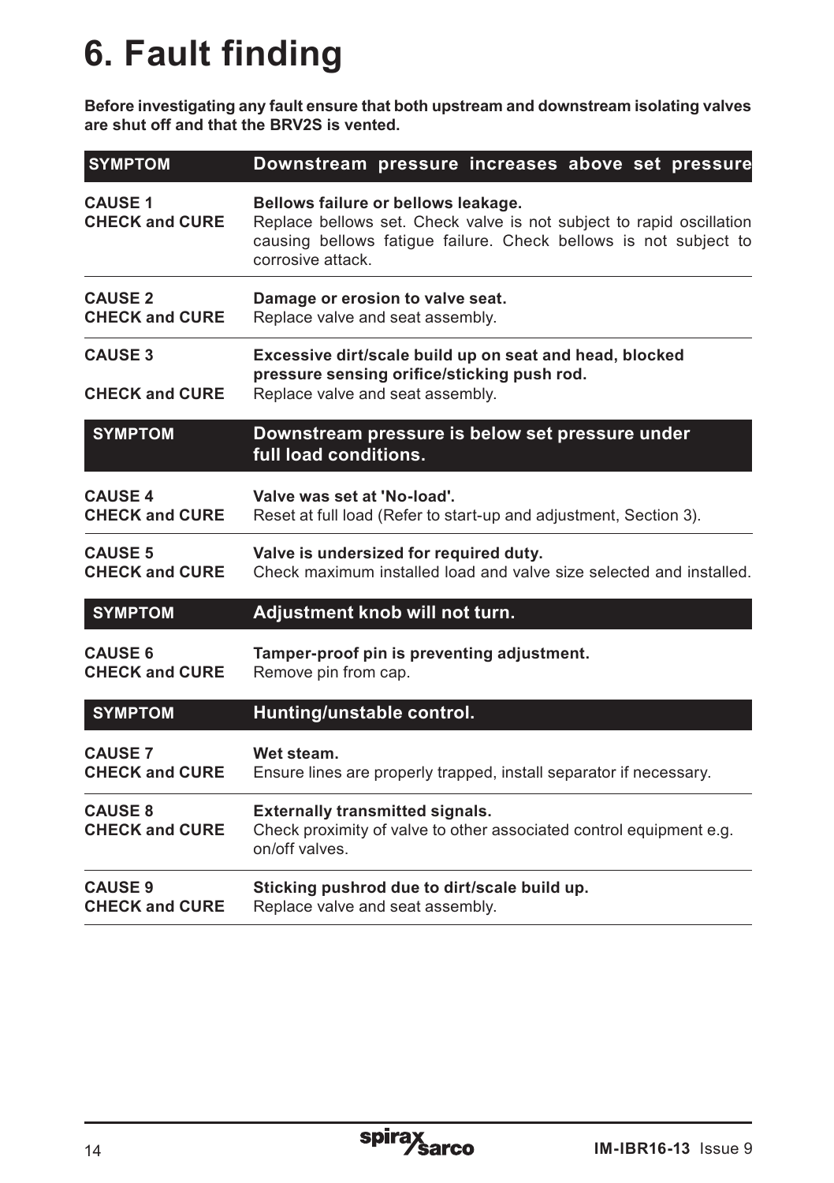# 6. Fault finding

**Before investigating any fault ensure that both upstream and downstream isolating valves are shut off and that the BRV2S is vented.**

| **SYMPTOM** | **Downstream pressure increases above set pressure** |
|---|---|
| **CAUSE 1**<br>**CHECK and CURE** | **Bellows failure or bellows leakage.**<br>Replace bellows set. Check valve is not subject to rapid oscillation causing bellows fatigue failure. Check bellows is not subject to corrosive attack. |
| **CAUSE 2**<br>**CHECK and CURE** | **Damage or erosion to valve seat.**<br>Replace valve and seat assembly. |
| **CAUSE 3**<br>**CHECK and CURE** | **Excessive dirt/scale build up on seat and head, blocked pressure sensing orifice/sticking push rod.**<br>Replace valve and seat assembly. |
| **SYMPTOM** | **Downstream pressure is below set pressure under full load conditions.** |
| **CAUSE 4**<br>**CHECK and CURE** | **Valve was set at 'No-load'.**<br>Reset at full load (Refer to start-up and adjustment, Section 3). |
| **CAUSE 5**<br>**CHECK and CURE** | **Valve is undersized for required duty.**<br>Check maximum installed load and valve size selected and installed. |
| **SYMPTOM** | **Adjustment knob will not turn.** |
| **CAUSE 6**<br>**CHECK and CURE** | **Tamper-proof pin is preventing adjustment.**<br>Remove pin from cap. |
| **SYMPTOM** | **Hunting/unstable control.** |
| **CAUSE 7**<br>**CHECK and CURE** | **Wet steam.**<br>Ensure lines are properly trapped, install separator if necessary. |
| **CAUSE 8**<br>**CHECK and CURE** | **Externally transmitted signals.**<br>Check proximity of valve to other associated control equipment e.g. on/off valves. |
| **CAUSE 9**<br>**CHECK and CURE** | **Sticking pushrod due to dirt/scale build up.**<br>Replace valve and seat assembly. |